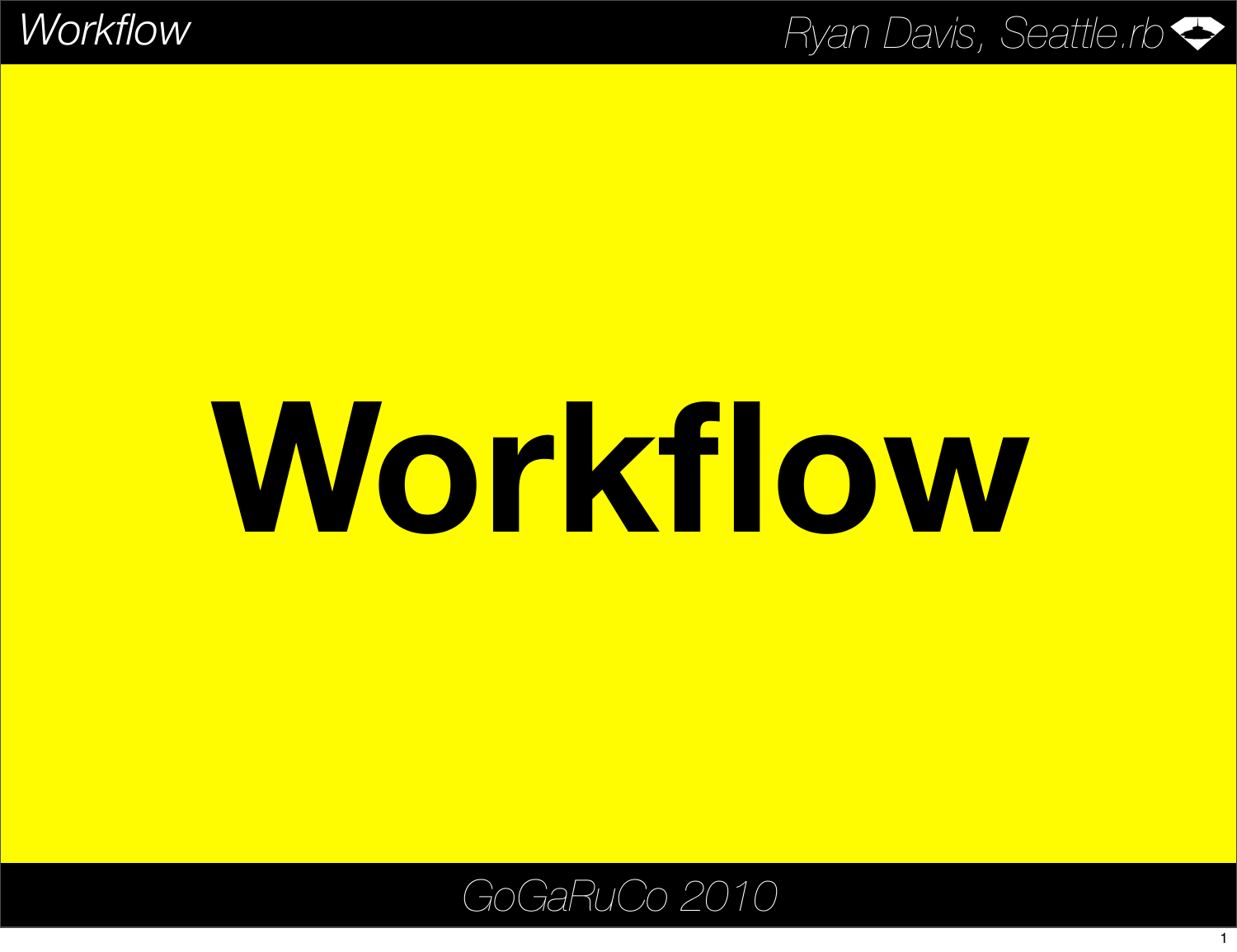# Workflow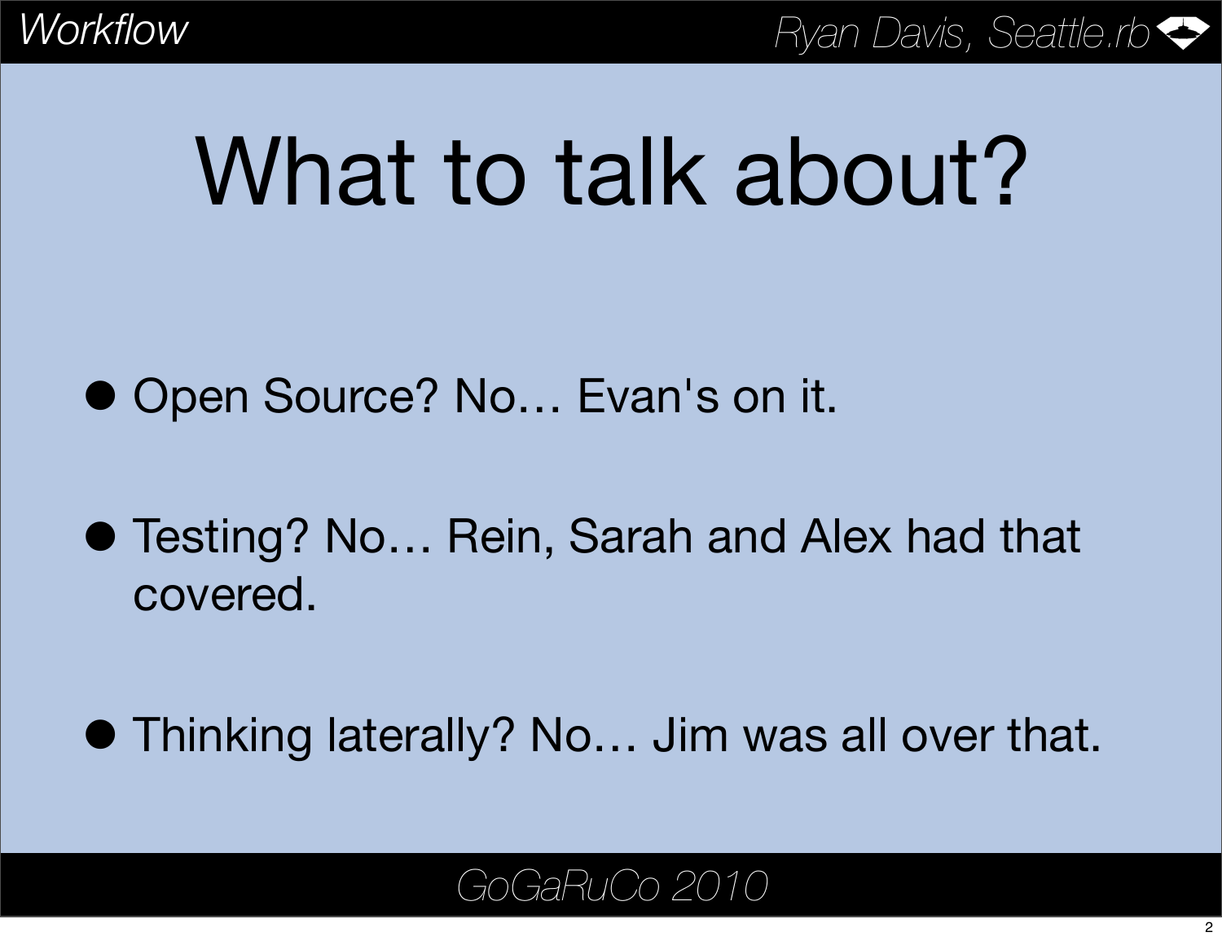# What to talk about?

- Open Source? No… Evan's on it.
- Testing? No… Rein, Sarah and Alex had that covered.
- Thinking laterally? No… Jim was all over that.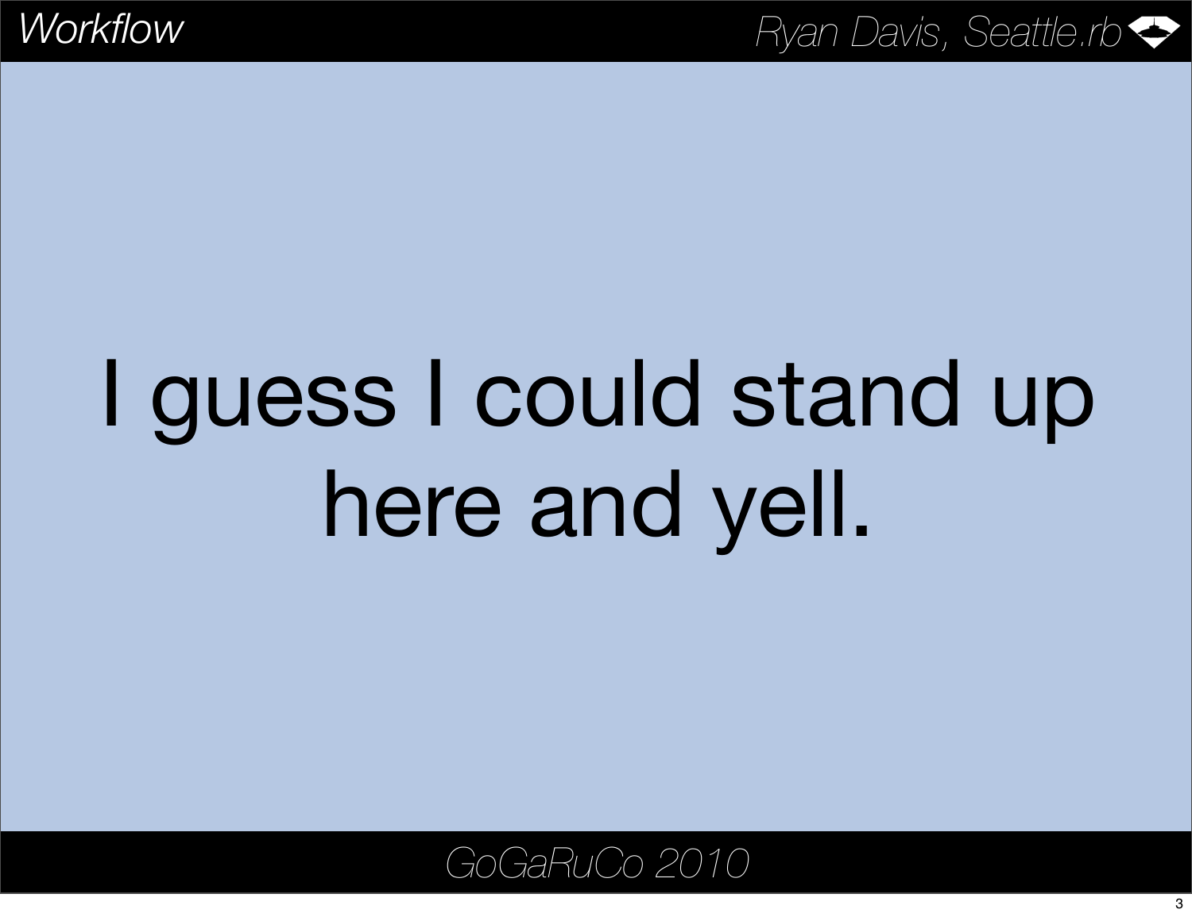I guess I could stand up here and yell.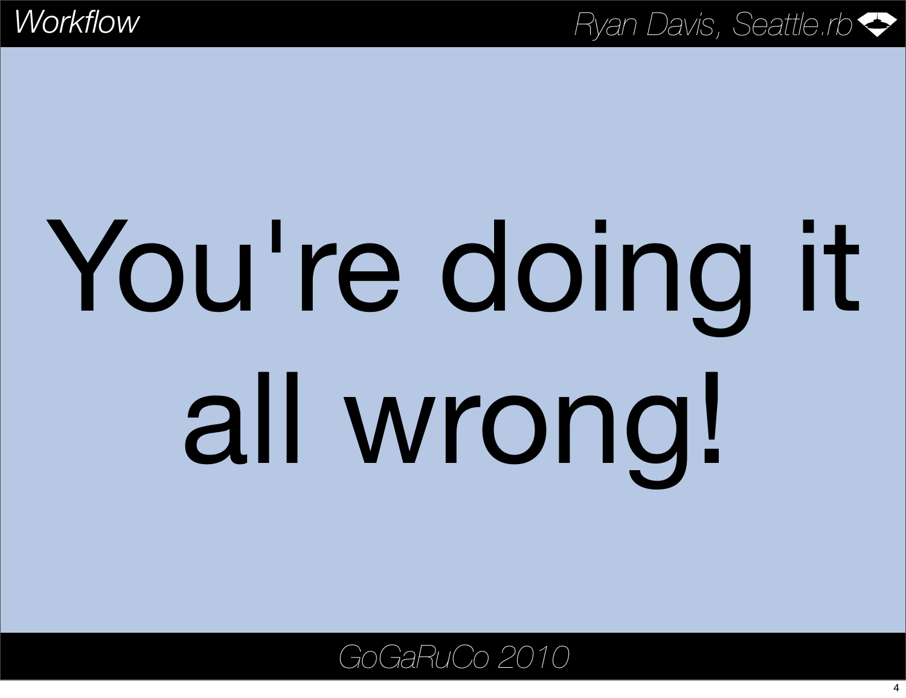# You're doing it all wrong!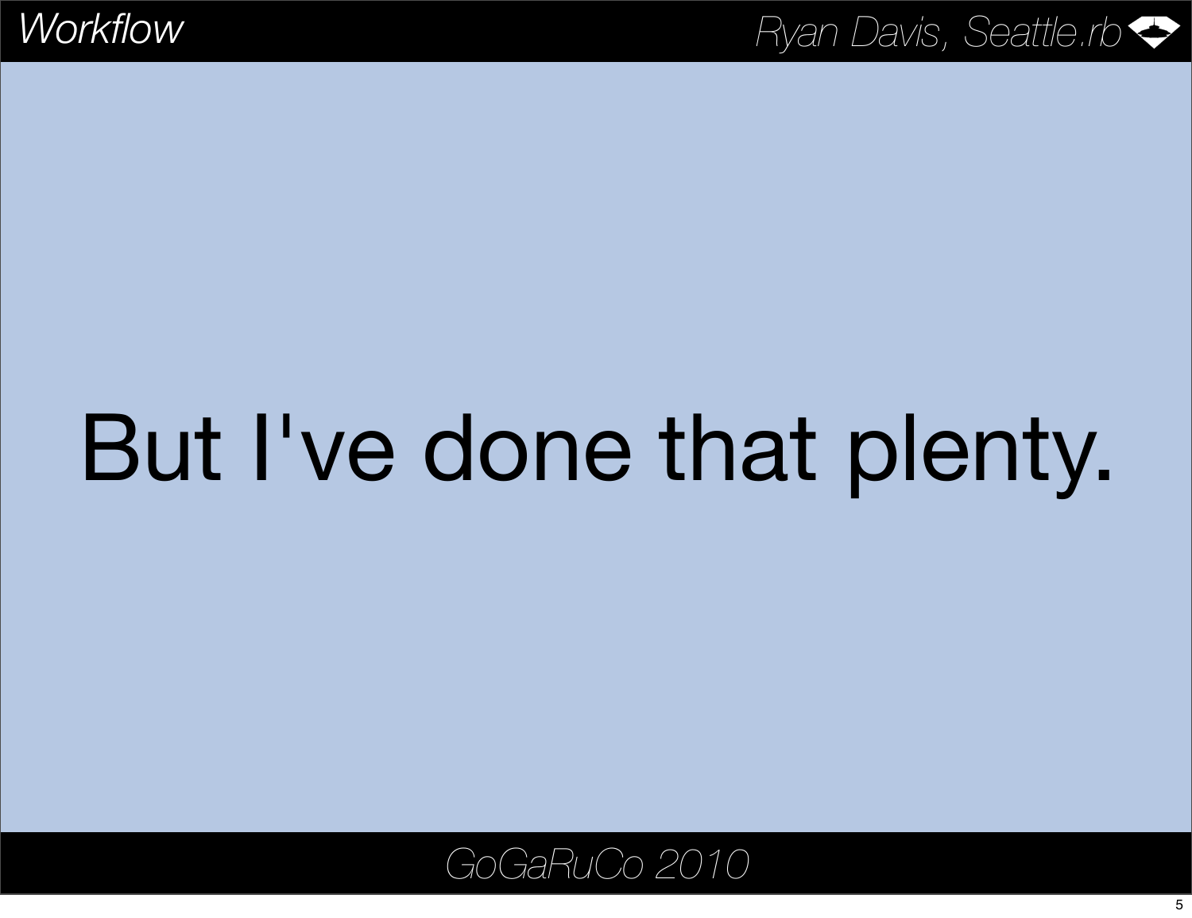But I've done that plenty.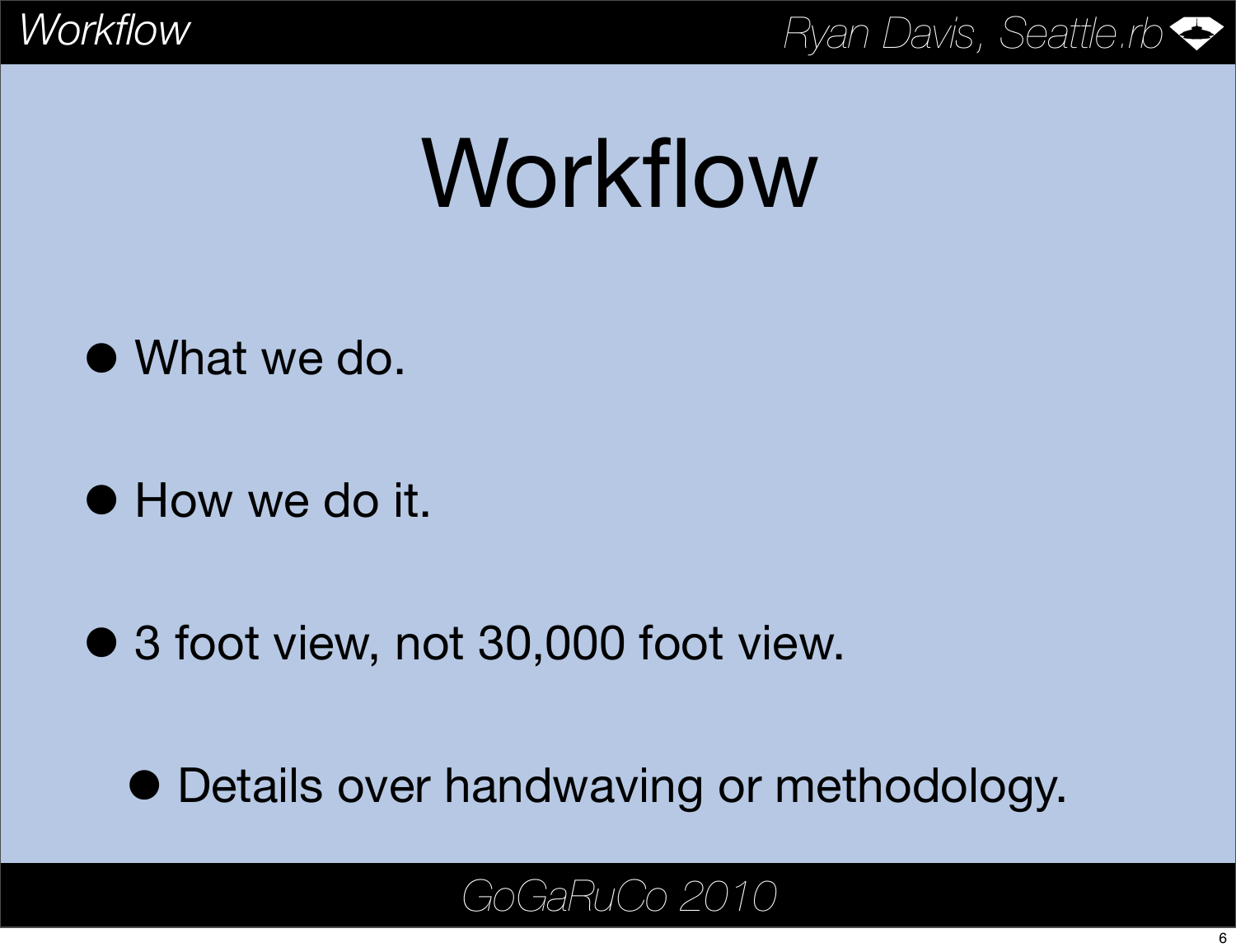# Workflow

- What we do.
- How we do it.
- 3 foot view, not 30,000 foot view.
  - Details over handwaving or methodology.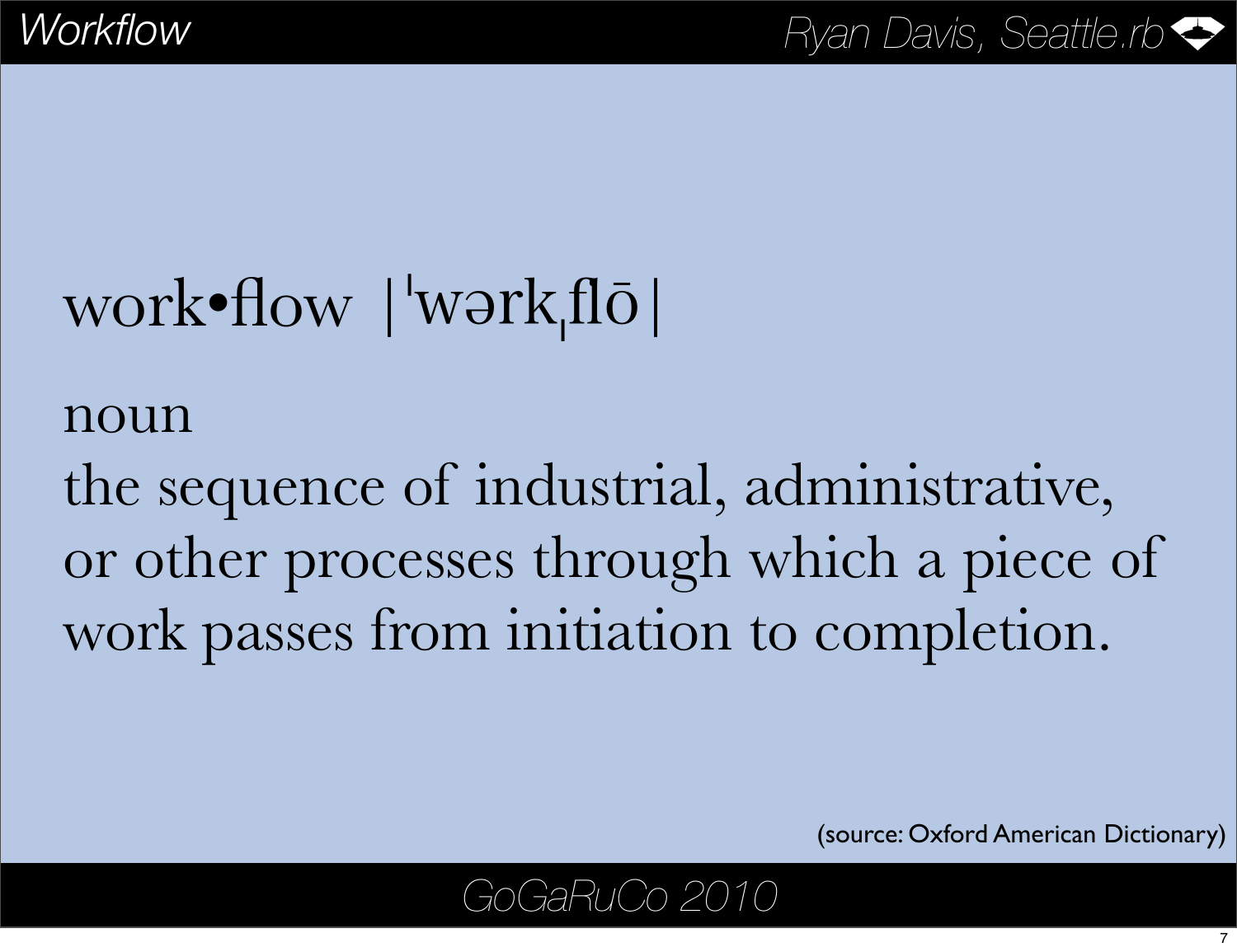# Workflow

work•flow |ˈwərkˌflō|

noun

the sequence of industrial, administrative, or other processes through which a piece of work passes from initiation to completion.

(source: Oxford American Dictionary)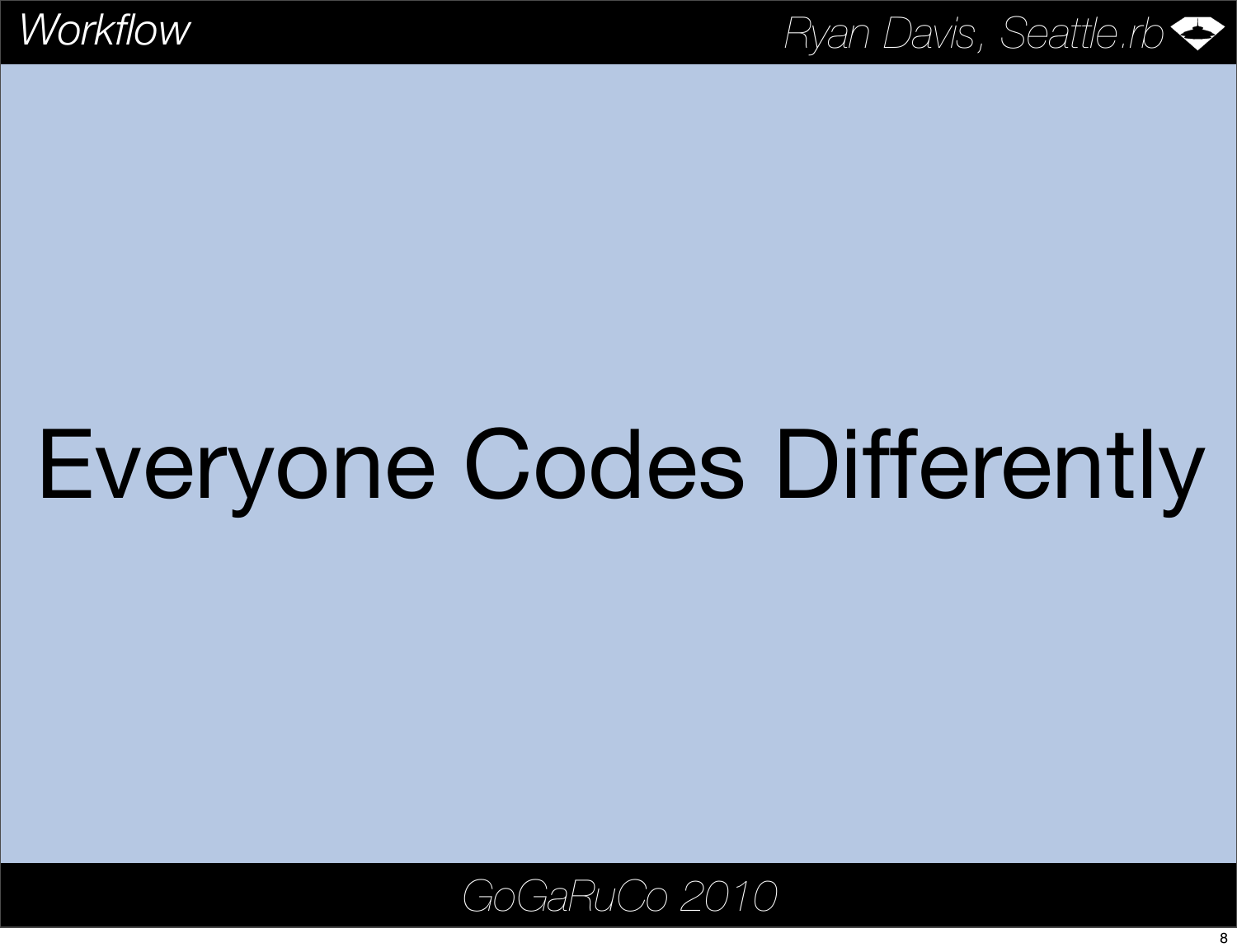# Everyone Codes Differently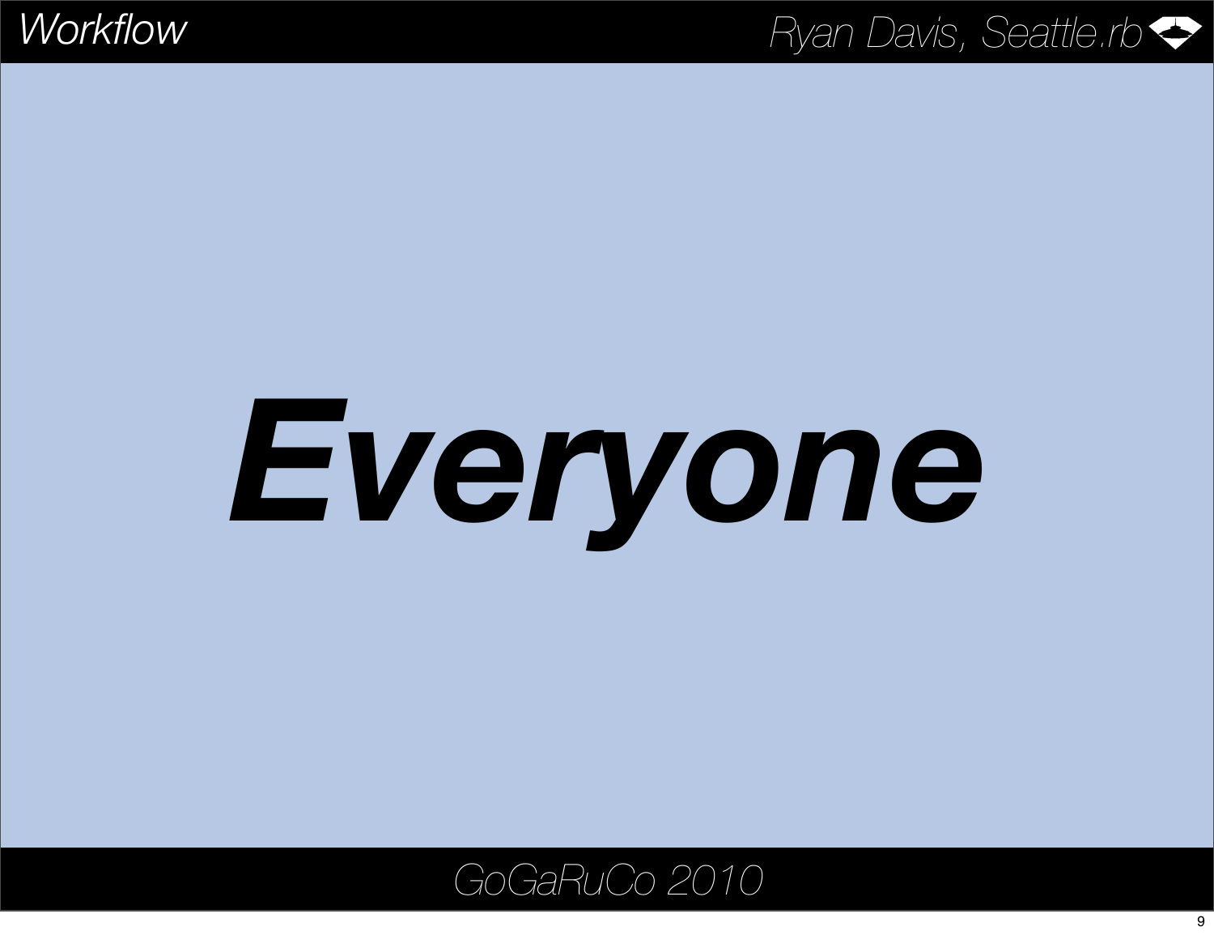# Everyone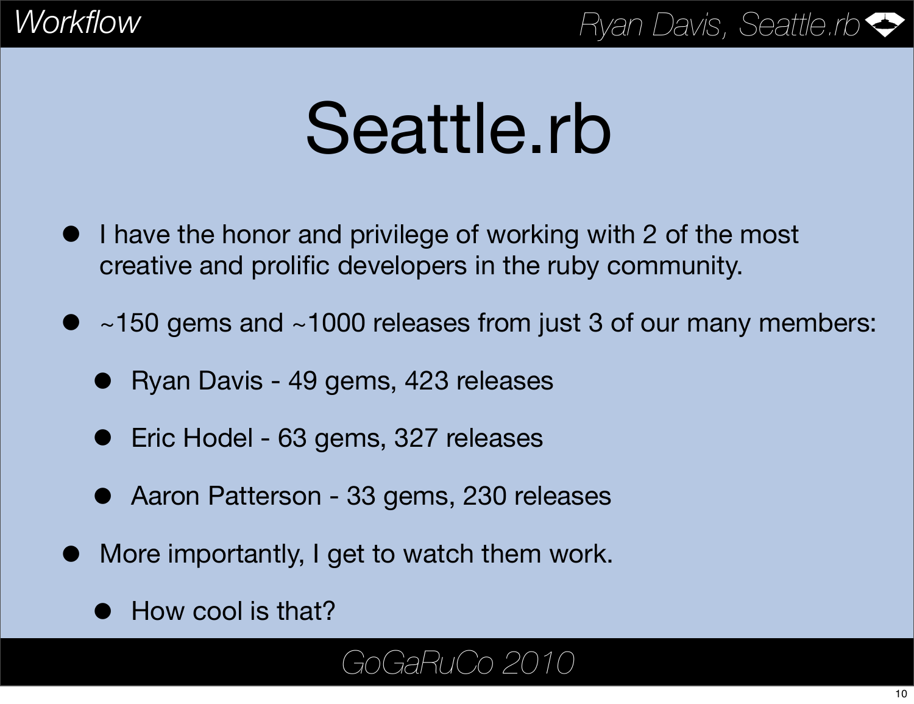# Seattle.rb

- I have the honor and privilege of working with 2 of the most creative and prolific developers in the ruby community.
- ~150 gems and ~1000 releases from just 3 of our many members:
  - Ryan Davis - 49 gems, 423 releases
  - Eric Hodel - 63 gems, 327 releases
  - Aaron Patterson - 33 gems, 230 releases
- More importantly, I get to watch them work.
  - How cool is that?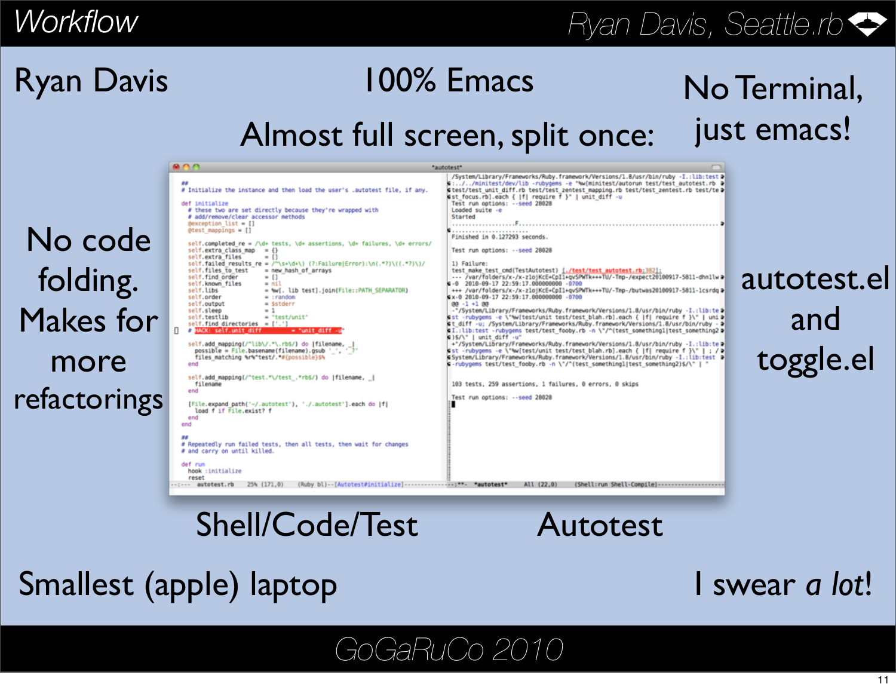# Workflow

Ryan Davis

100% Emacs

No Terminal, just emacs!

Almost full screen, split once:

No code folding. Makes for more refactorings

autotest.el and toggle.el

Shell/Code/Test

Autotest

Smallest (apple) laptop

I swear *a lot*!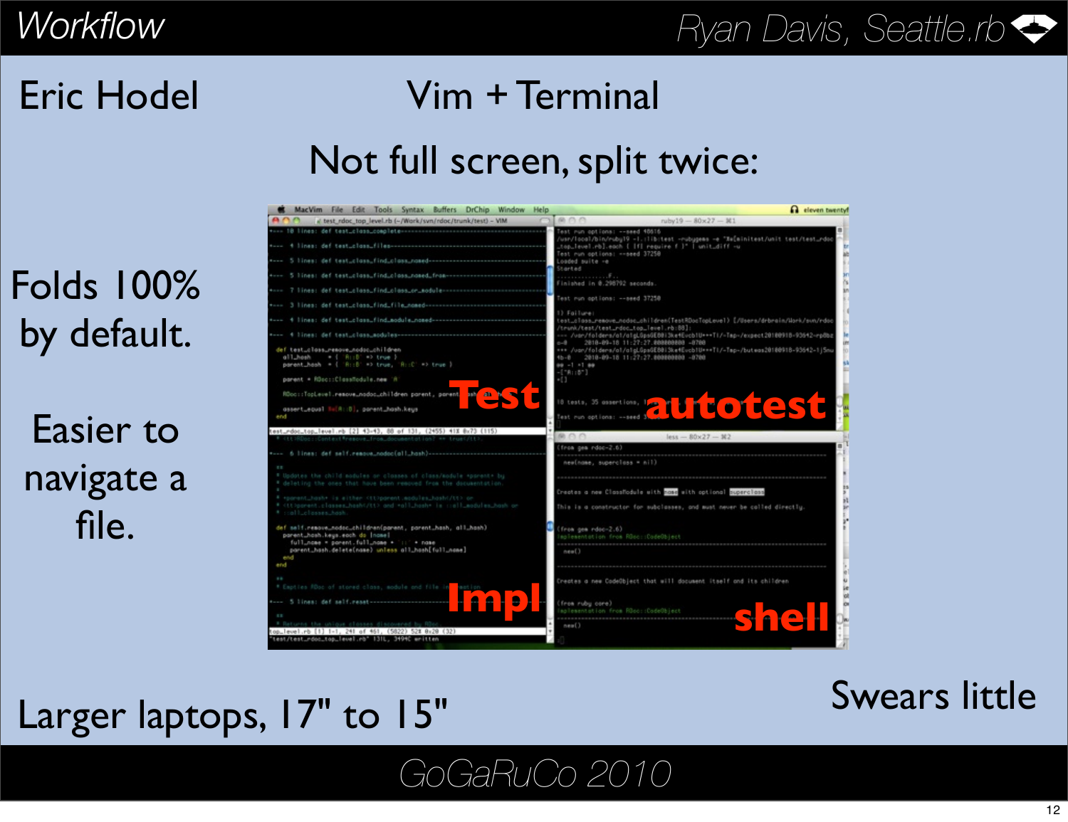# Workflow

Eric Hodel

Vim + Terminal

Not full screen, split twice:

Test

autotest

Impl

shell

Folds 100% by default.

Easier to navigate a file.

Larger laptops, 17" to 15"

Swears little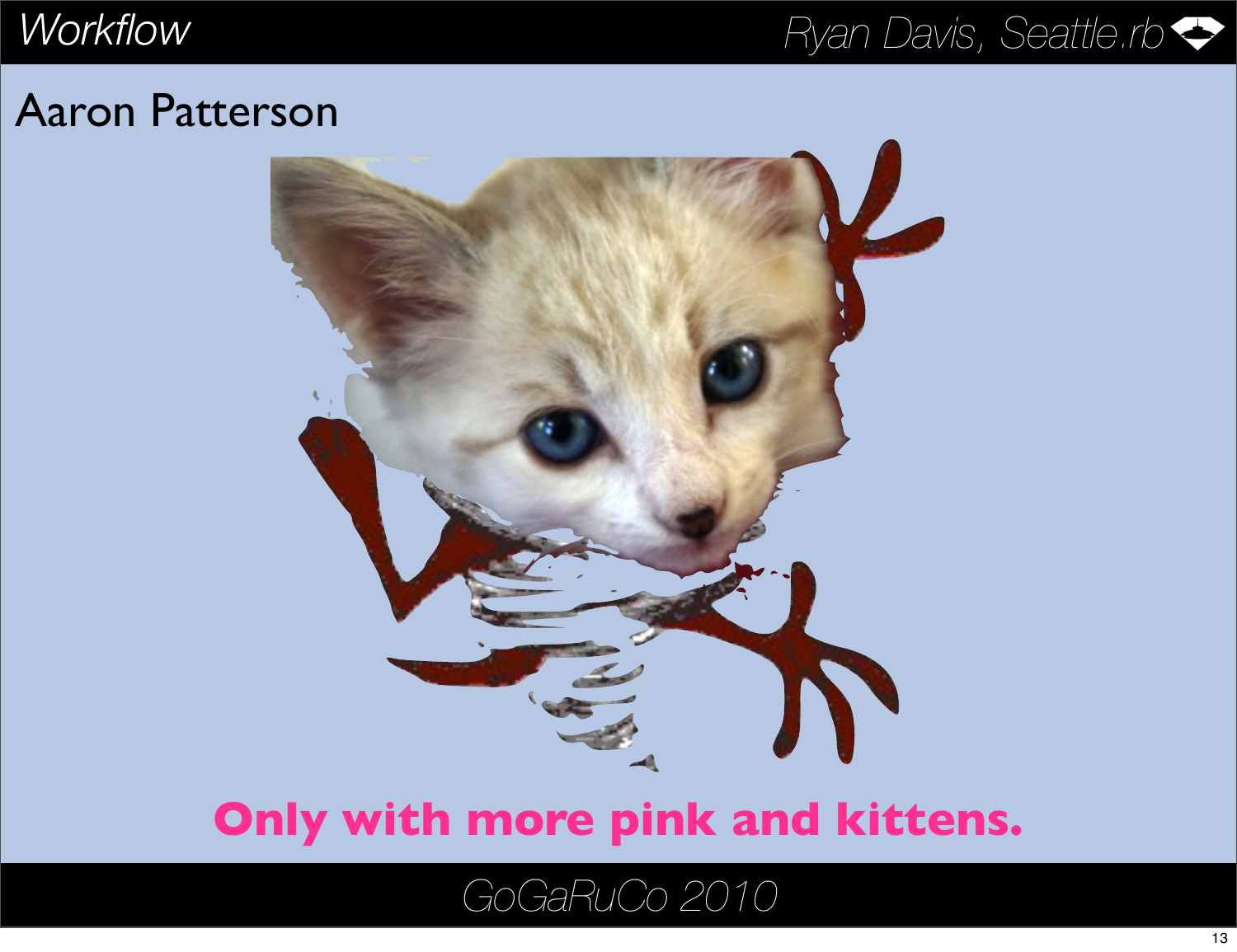## Aaron Patterson

**Only with more pink and kittens.**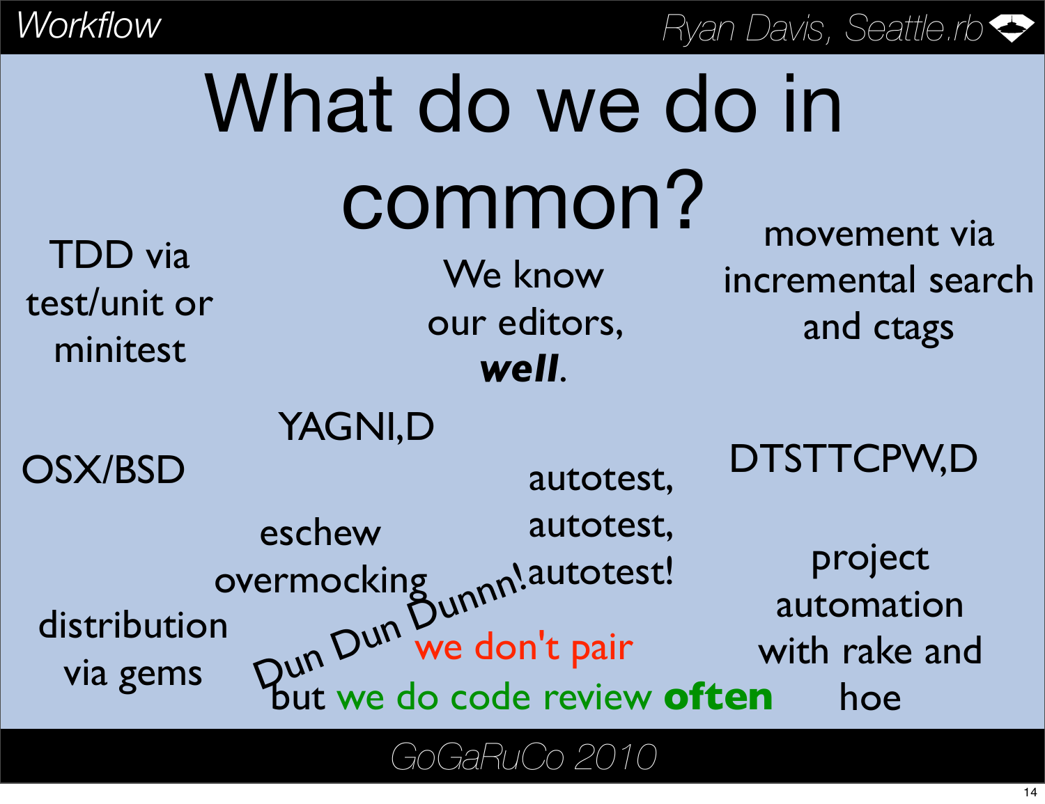# What do we do in common?

TDD via test/unit or minitest

We know our editors, ***well***.

movement via incremental search and ctags

YAGNI,D

OSX/BSD

DTSTTCPW,D

autotest, autotest, autotest!

eschew overmocking

project automation with rake and hoe

distribution via gems

Dun Dun Dunnn!

we don't pair

but we do code review **often**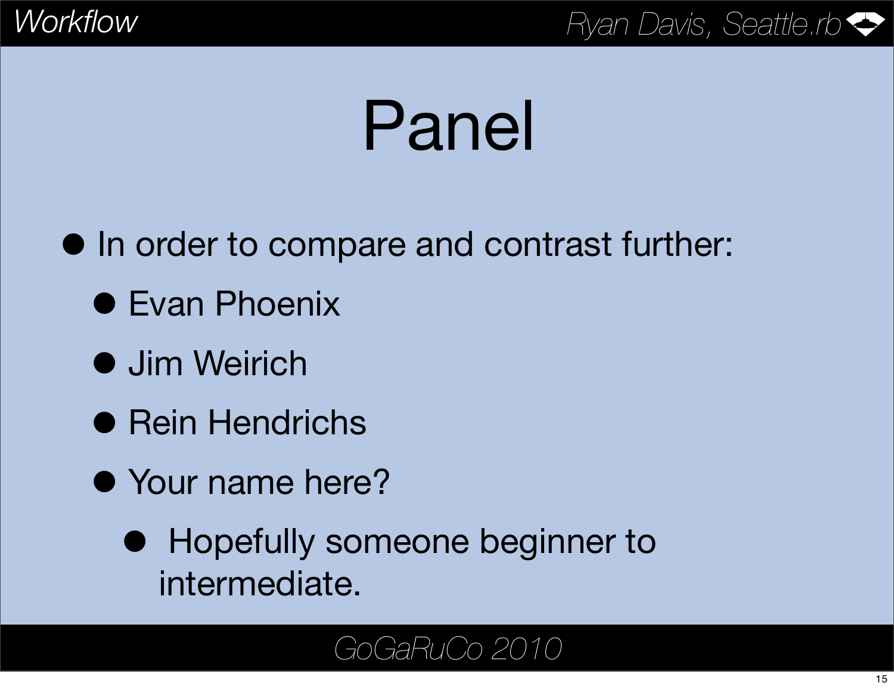# Panel

- In order to compare and contrast further:
  - Evan Phoenix
  - Jim Weirich
  - Rein Hendrichs
  - Your name here?
    - Hopefully someone beginner to intermediate.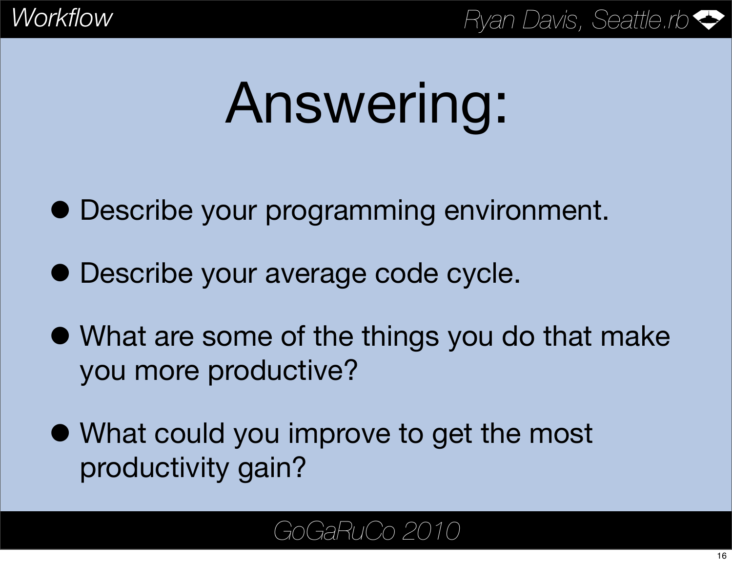# Answering:

- Describe your programming environment.
- Describe your average code cycle.
- What are some of the things you do that make you more productive?
- What could you improve to get the most productivity gain?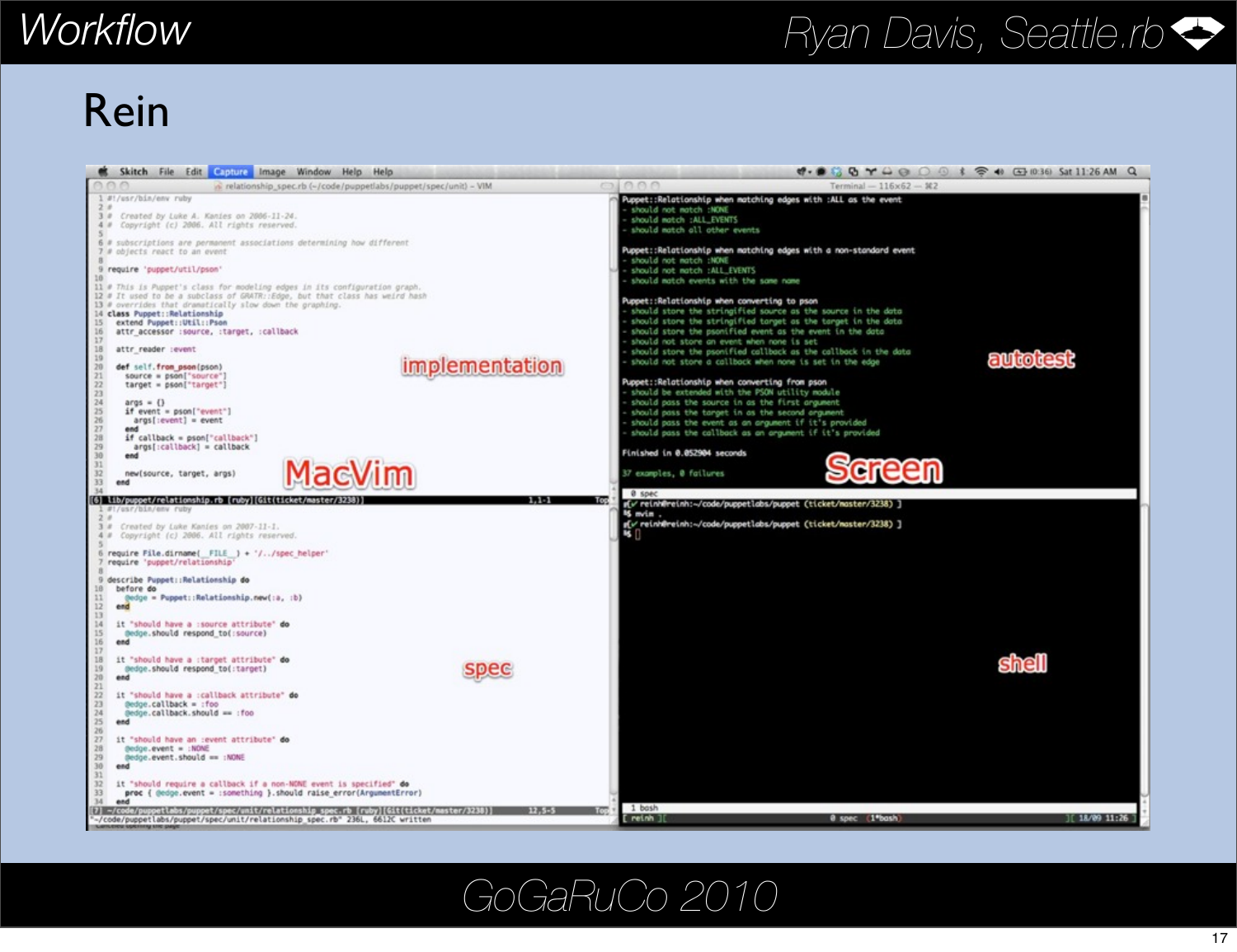# Rein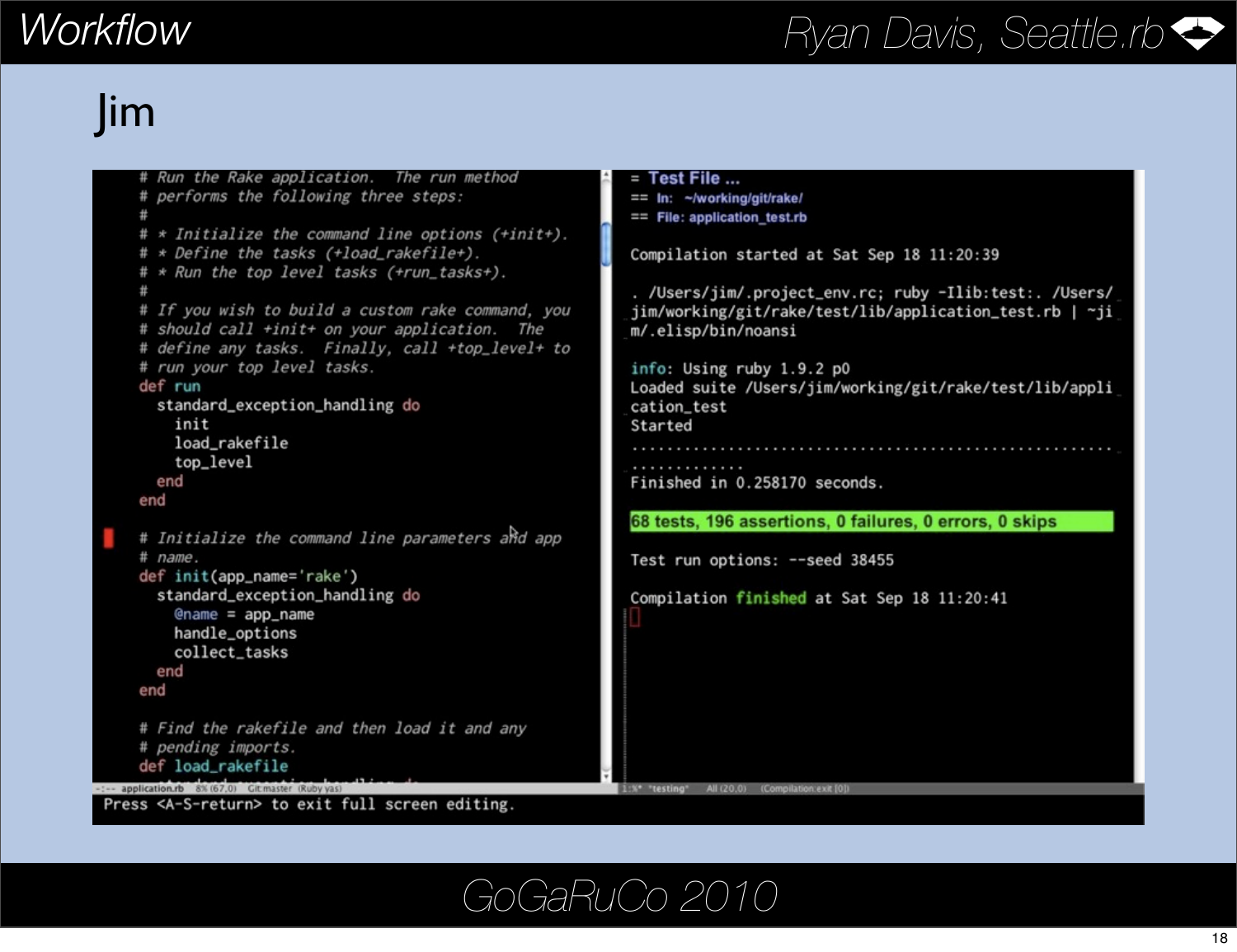# Workflow

## Jim

```ruby
# Run the Rake application.  The run method
# performs the following three steps:
#
# * Initialize the command line options (+init+).
# * Define the tasks (+load_rakefile+).
# * Run the top level tasks (+run_tasks+).
#
# If you wish to build a custom rake command, you
# should call +init+ on your application.  The
# define any tasks.  Finally, call +top_level+ to
# run your top level tasks.
def run
  standard_exception_handling do
    init
    load_rakefile
    top_level
  end
end

# Initialize the command line parameters and app
# name.
def init(app_name='rake')
  standard_exception_handling do
    @name = app_name
    handle_options
    collect_tasks
  end
end

# Find the rakefile and then load it and any
# pending imports.
def load_rakefile
```

```
= Test File ...
== In:  ~/working/git/rake/
== File: application_test.rb

Compilation started at Sat Sep 18 11:20:39

. /Users/jim/.project_env.rc; ruby -Ilib:test:. /Users/jim/working/git/rake/test/lib/application_test.rb | ~jim/.elisp/bin/noansi

info: Using ruby 1.9.2 p0
Loaded suite /Users/jim/working/git/rake/test/lib/application_test
Started
.....................................................................
Finished in 0.258170 seconds.

68 tests, 196 assertions, 0 failures, 0 errors, 0 skips

Test run options: --seed 38455

Compilation finished at Sat Sep 18 11:20:41
```

```
Press <A-S-return> to exit full screen editing.
```

GoGaRuCo 2010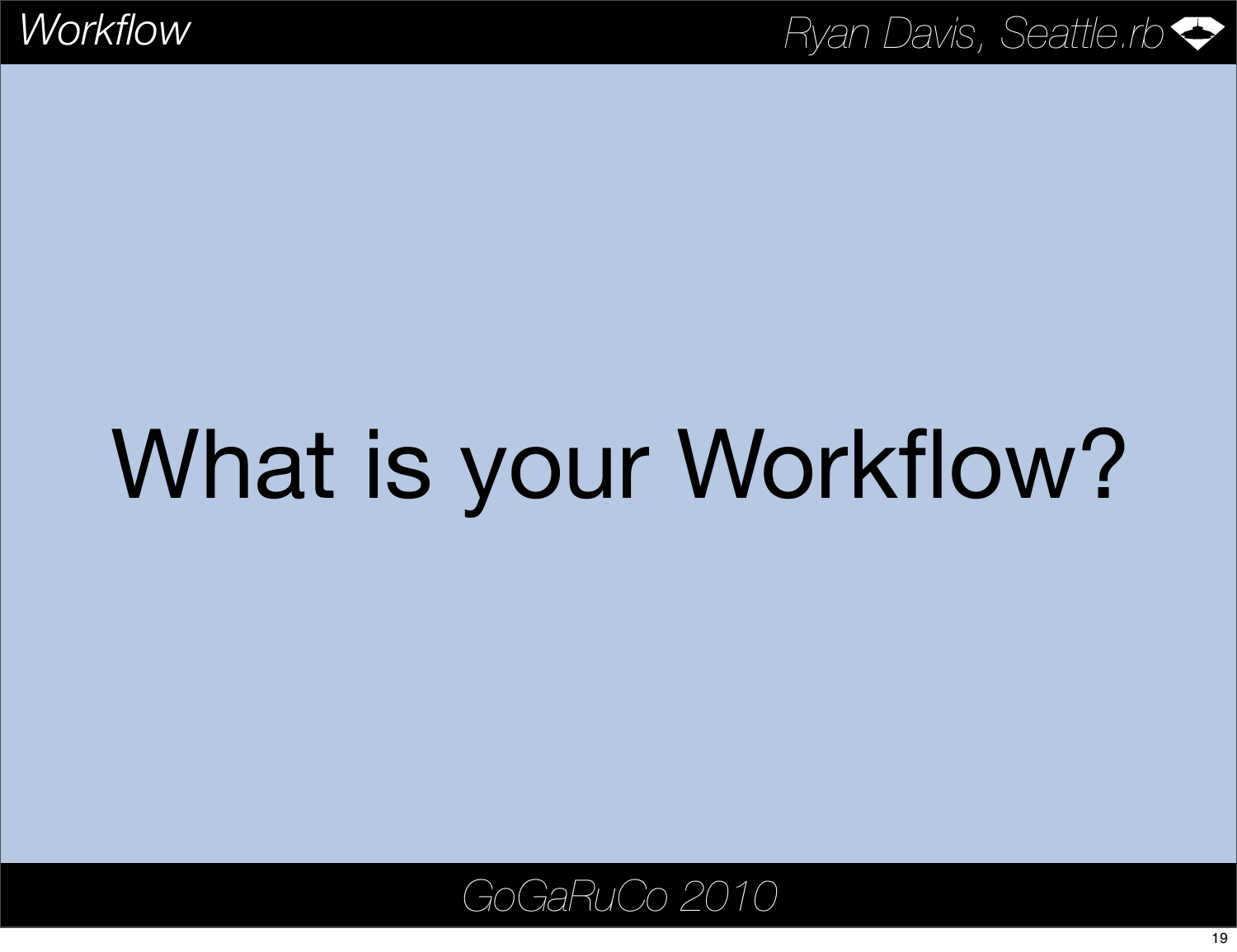# What is your Workflow?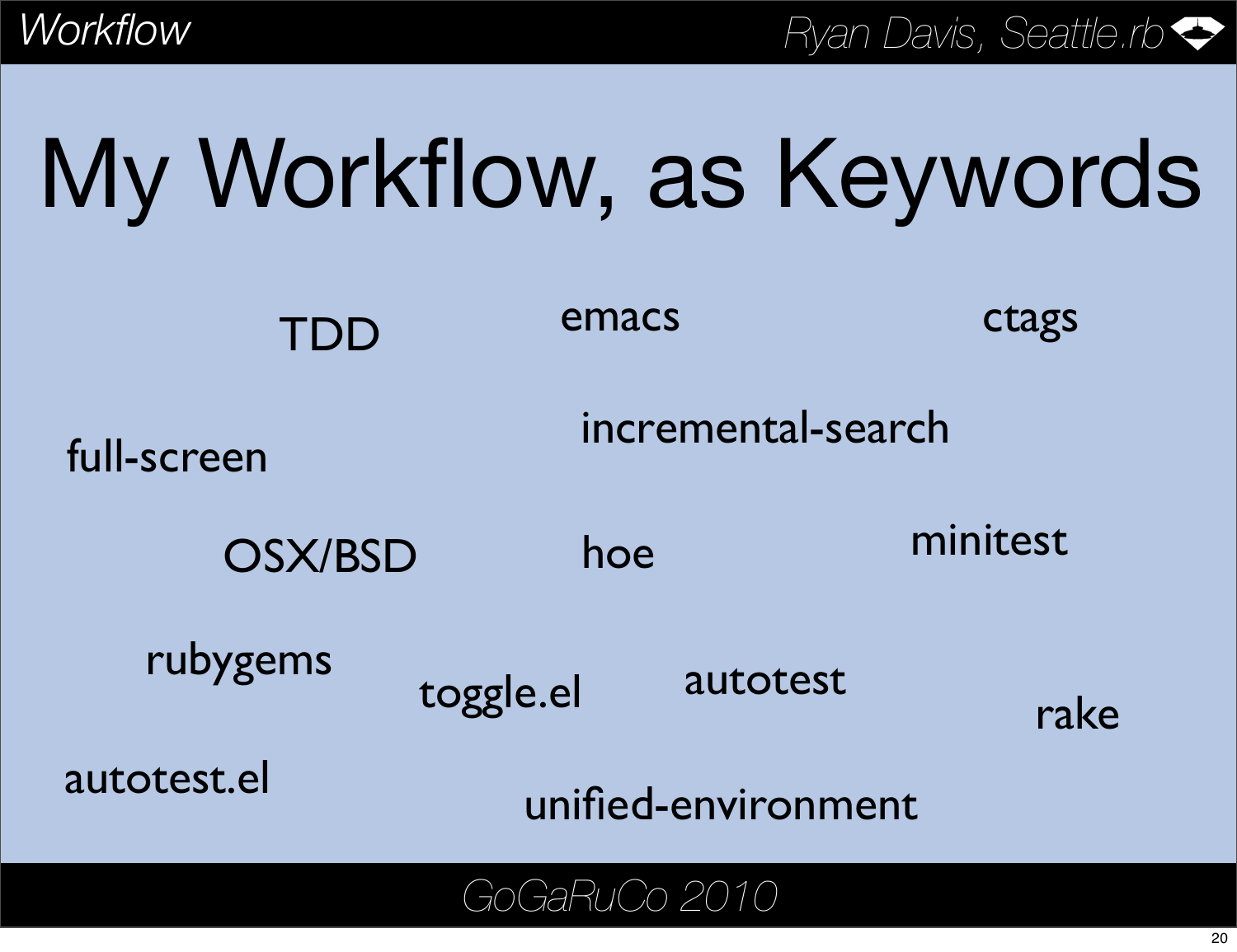# My Workflow, as Keywords

TDD

emacs

ctags

full-screen

incremental-search

OSX/BSD

hoe

minitest

rubygems

toggle.el

autotest

rake

autotest.el

unified-environment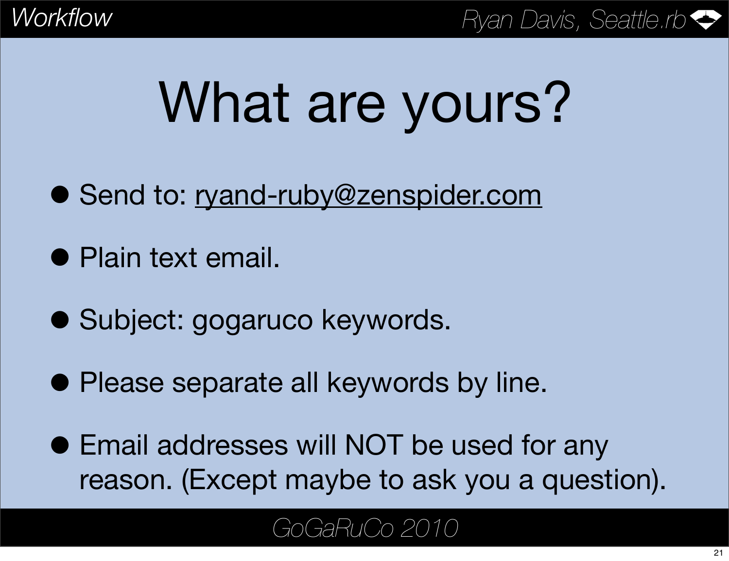# What are yours?

- Send to: ryand-ruby@zenspider.com
- Plain text email.
- Subject: gogaruco keywords.
- Please separate all keywords by line.
- Email addresses will NOT be used for any reason. (Except maybe to ask you a question).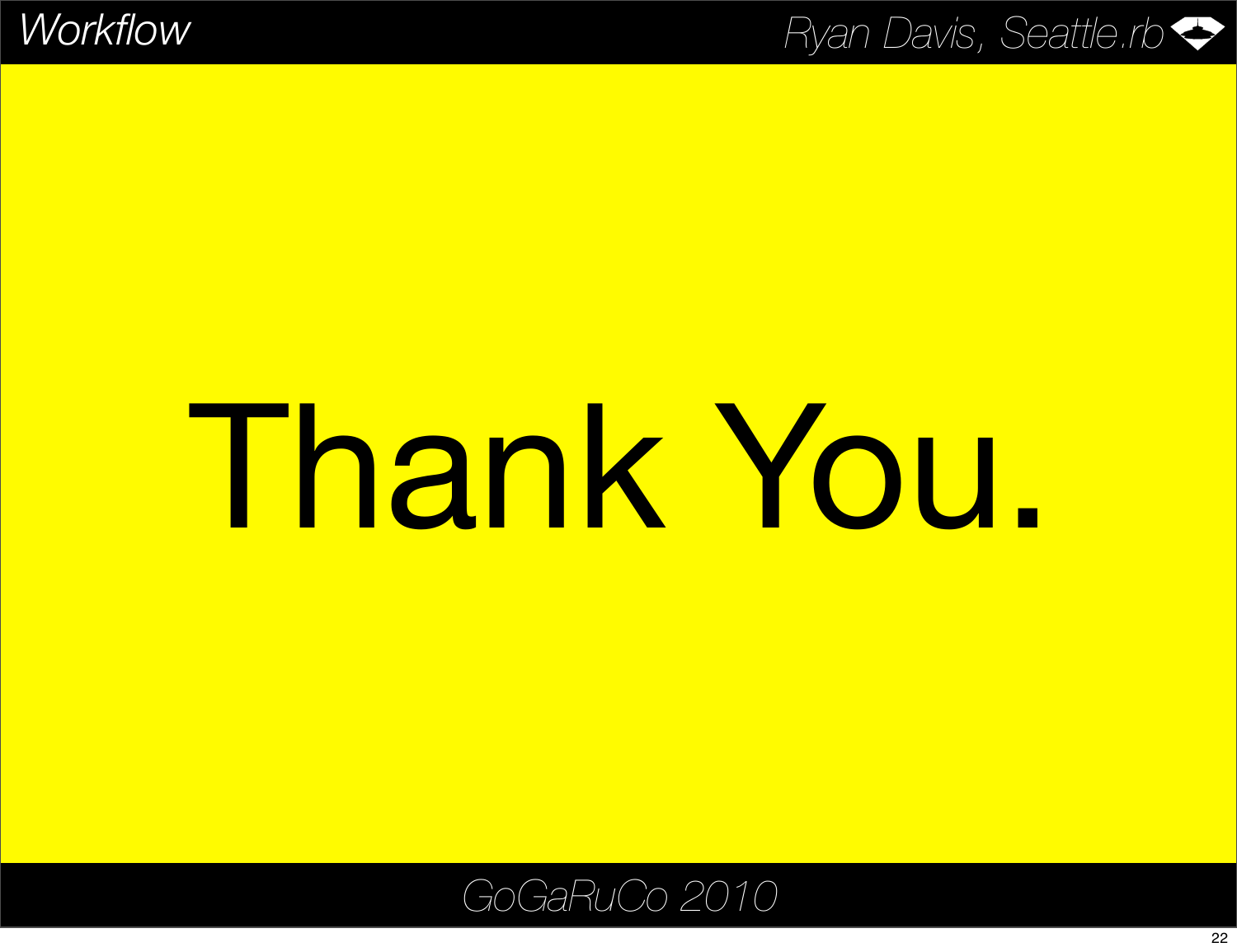# Thank You.